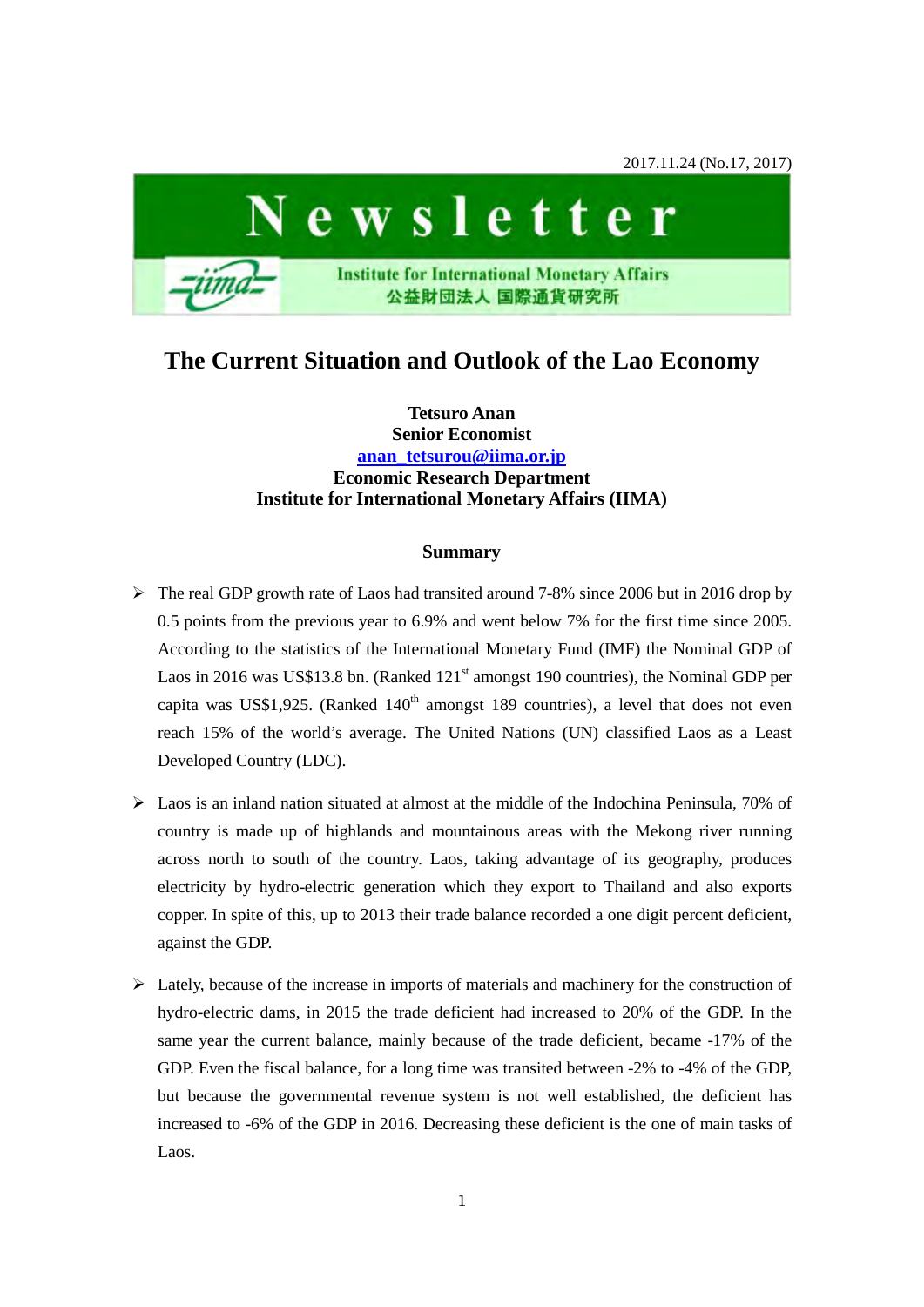2017.11.24 (No.17, 2017)

Newsletter

Institute for International Monetary Affairs
公益財団法人 国際通貨研究所

# The Current Situation and Outlook of the Lao Economy

**Tetsuro Anan**
**Senior Economist**
**anan_tetsurou@iima.or.jp**
**Economic Research Department**
**Institute for International Monetary Affairs (IIMA)**

### Summary

- The real GDP growth rate of Laos had transited around 7-8% since 2006 but in 2016 drop by 0.5 points from the previous year to 6.9% and went below 7% for the first time since 2005. According to the statistics of the International Monetary Fund (IMF) the Nominal GDP of Laos in 2016 was US$13.8 bn. (Ranked 121st amongst 190 countries), the Nominal GDP per capita was US$1,925. (Ranked 140th amongst 189 countries), a level that does not even reach 15% of the world's average. The United Nations (UN) classified Laos as a Least Developed Country (LDC).

- Laos is an inland nation situated at almost at the middle of the Indochina Peninsula, 70% of country is made up of highlands and mountainous areas with the Mekong river running across north to south of the country. Laos, taking advantage of its geography, produces electricity by hydro-electric generation which they export to Thailand and also exports copper. In spite of this, up to 2013 their trade balance recorded a one digit percent deficient, against the GDP.

- Lately, because of the increase in imports of materials and machinery for the construction of hydro-electric dams, in 2015 the trade deficient had increased to 20% of the GDP. In the same year the current balance, mainly because of the trade deficient, became -17% of the GDP. Even the fiscal balance, for a long time was transited between -2% to -4% of the GDP, but because the governmental revenue system is not well established, the deficient has increased to -6% of the GDP in 2016. Decreasing these deficient is the one of main tasks of Laos.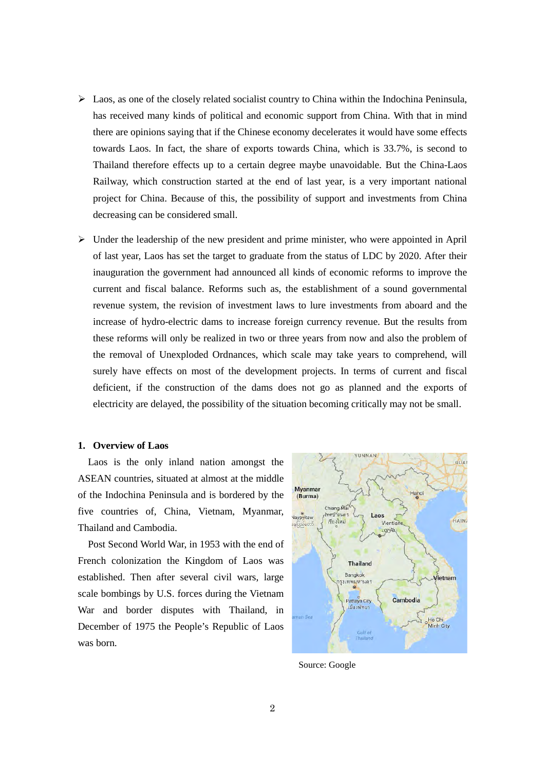- Laos, as one of the closely related socialist country to China within the Indochina Peninsula, has received many kinds of political and economic support from China. With that in mind there are opinions saying that if the Chinese economy decelerates it would have some effects towards Laos. In fact, the share of exports towards China, which is 33.7%, is second to Thailand therefore effects up to a certain degree maybe unavoidable. But the China-Laos Railway, which construction started at the end of last year, is a very important national project for China. Because of this, the possibility of support and investments from China decreasing can be considered small.

- Under the leadership of the new president and prime minister, who were appointed in April of last year, Laos has set the target to graduate from the status of LDC by 2020. After their inauguration the government had announced all kinds of economic reforms to improve the current and fiscal balance. Reforms such as, the establishment of a sound governmental revenue system, the revision of investment laws to lure investments from aboard and the increase of hydro-electric dams to increase foreign currency revenue. But the results from these reforms will only be realized in two or three years from now and also the problem of the removal of Unexploded Ordnances, which scale may take years to comprehend, will surely have effects on most of the development projects. In terms of current and fiscal deficient, if the construction of the dams does not go as planned and the exports of electricity are delayed, the possibility of the situation becoming critically may not be small.

## 1. Overview of Laos

Laos is the only inland nation amongst the ASEAN countries, situated at almost at the middle of the Indochina Peninsula and is bordered by the five countries of, China, Vietnam, Myanmar, Thailand and Cambodia.

Post Second World War, in 1953 with the end of French colonization the Kingdom of Laos was established. Then after several civil wars, large scale bombings by U.S. forces during the Vietnam War and border disputes with Thailand, in December of 1975 the People's Republic of Laos was born.

Source: Google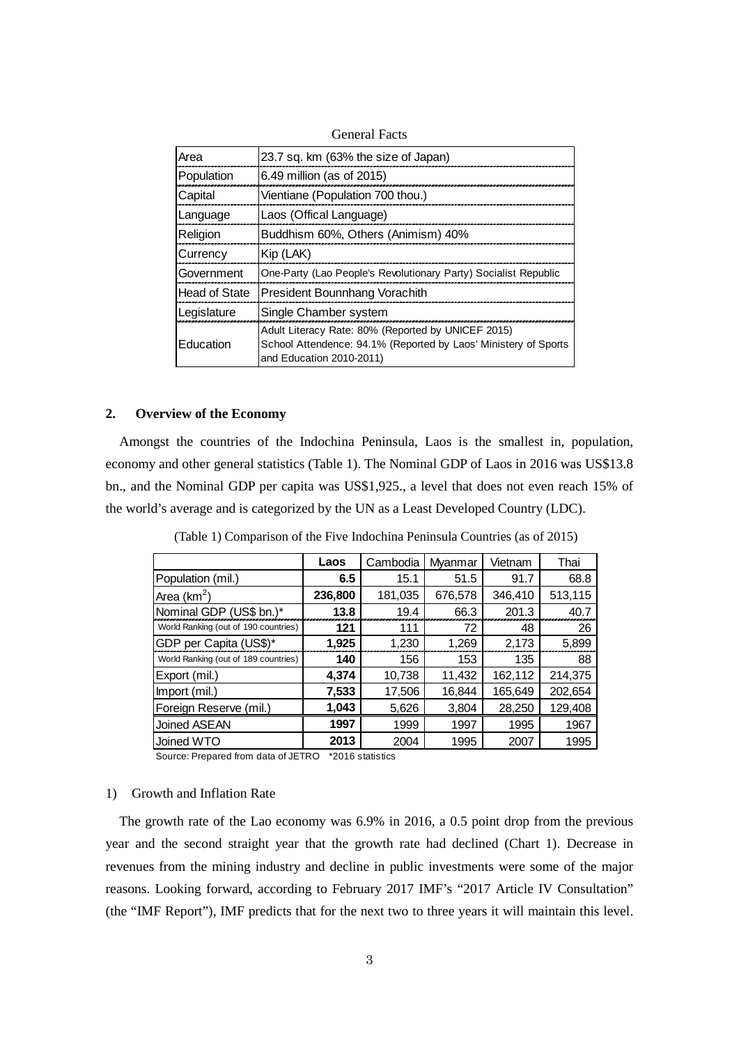General Facts

| Area | 23.7 sq. km (63% the size of Japan) |
|---|---|
| Population | 6.49 million (as of 2015) |
| Capital | Vientiane (Population 700 thou.) |
| Language | Laos (Offical Language) |
| Religion | Buddhism 60%, Others (Animism) 40% |
| Currency | Kip (LAK) |
| Government | One-Party (Lao People's Revolutionary Party) Socialist Republic |
| Head of State | President Bounnhang Vorachith |
| Legislature | Single Chamber system |
| Education | Adult Literacy Rate: 80% (Reported by UNICEF 2015)<br>School Attendence: 94.1% (Reported by Laos' Ministery of Sports and Education 2010-2011) |

## 2. Overview of the Economy

Amongst the countries of the Indochina Peninsula, Laos is the smallest in, population, economy and other general statistics (Table 1). The Nominal GDP of Laos in 2016 was US$13.8 bn., and the Nominal GDP per capita was US$1,925., a level that does not even reach 15% of the world's average and is categorized by the UN as a Least Developed Country (LDC).

(Table 1) Comparison of the Five Indochina Peninsula Countries (as of 2015)

| | Laos | Cambodia | Myanmar | Vietnam | Thai |
|---|---|---|---|---|---|
| Population (mil.) | **6.5** | 15.1 | 51.5 | 91.7 | 68.8 |
| Area ($km^2$) | **236,800** | 181,035 | 676,578 | 346,410 | 513,115 |
| Nominal GDP (US$ bn.)* | **13.8** | 19.4 | 66.3 | 201.3 | 40.7 |
| World Ranking (out of 190 countries) | **121** | 111 | 72 | 48 | 26 |
| GDP per Capita (US$)* | **1,925** | 1,230 | 1,269 | 2,173 | 5,899 |
| World Ranking (out of 189 countries) | **140** | 156 | 153 | 135 | 88 |
| Export (mil.) | **4,374** | 10,738 | 11,432 | 162,112 | 214,375 |
| Import (mil.) | **7,533** | 17,506 | 16,844 | 165,649 | 202,654 |
| Foreign Reserve (mil.) | **1,043** | 5,626 | 3,804 | 28,250 | 129,408 |
| Joined ASEAN | **1997** | 1999 | 1997 | 1995 | 1967 |
| Joined WTO | **2013** | 2004 | 1995 | 2007 | 1995 |

Source: Prepared from data of JETRO *2016 statistics

### 1) Growth and Inflation Rate

The growth rate of the Lao economy was 6.9% in 2016, a 0.5 point drop from the previous year and the second straight year that the growth rate had declined (Chart 1). Decrease in revenues from the mining industry and decline in public investments were some of the major reasons. Looking forward, according to February 2017 IMF's "2017 Article IV Consultation" (the "IMF Report"), IMF predicts that for the next two to three years it will maintain this level.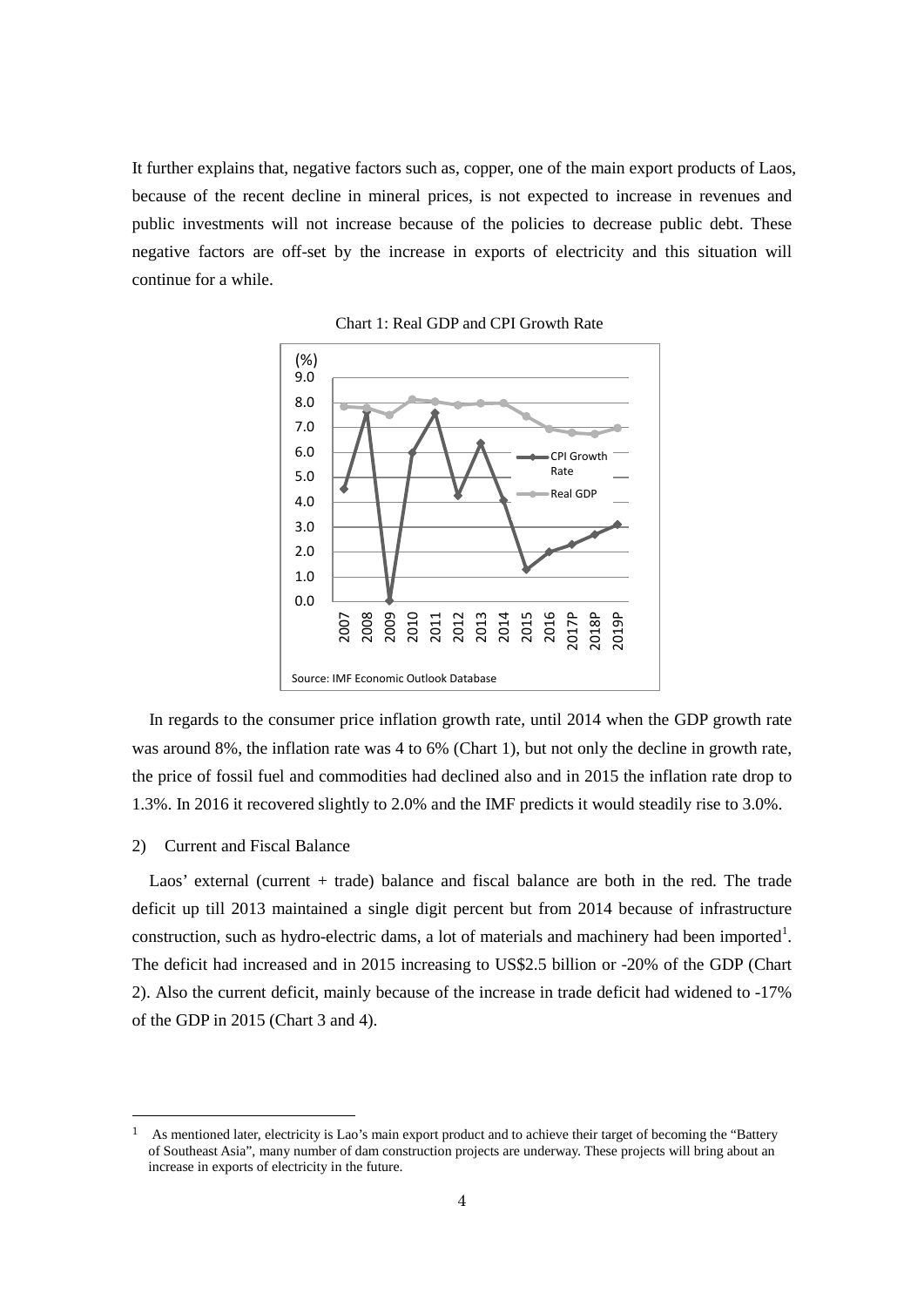It further explains that, negative factors such as, copper, one of the main export products of Laos, because of the recent decline in mineral prices, is not expected to increase in revenues and public investments will not increase because of the policies to decrease public debt. These negative factors are off-set by the increase in exports of electricity and this situation will continue for a while.

Chart 1: Real GDP and CPI Growth Rate

In regards to the consumer price inflation growth rate, until 2014 when the GDP growth rate was around 8%, the inflation rate was 4 to 6% (Chart 1), but not only the decline in growth rate, the price of fossil fuel and commodities had declined also and in 2015 the inflation rate drop to 1.3%. In 2016 it recovered slightly to 2.0% and the IMF predicts it would steadily rise to 3.0%.

2) Current and Fiscal Balance

Laos' external (current + trade) balance and fiscal balance are both in the red. The trade deficit up till 2013 maintained a single digit percent but from 2014 because of infrastructure construction, such as hydro-electric dams, a lot of materials and machinery had been imported[1]. The deficit had increased and in 2015 increasing to US$2.5 billion or -20% of the GDP (Chart 2). Also the current deficit, mainly because of the increase in trade deficit had widened to -17% of the GDP in 2015 (Chart 3 and 4).

---

[1] As mentioned later, electricity is Lao's main export product and to achieve their target of becoming the "Battery of Southeast Asia", many number of dam construction projects are underway. These projects will bring about an increase in exports of electricity in the future.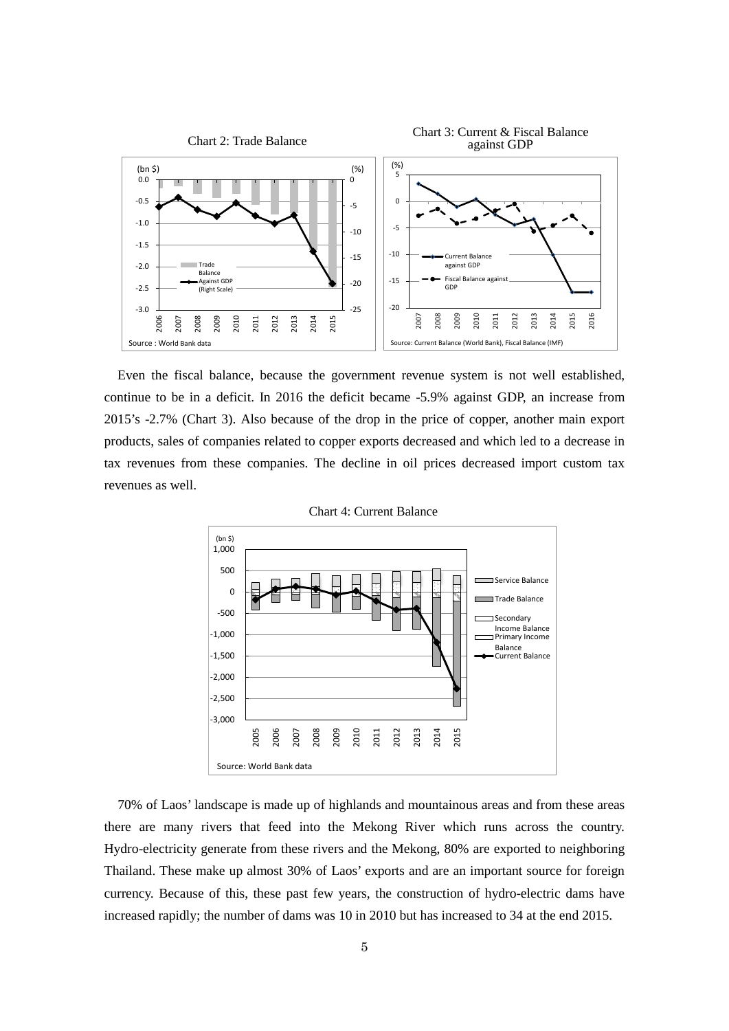Chart 2: Trade Balance

Chart 3: Current & Fiscal Balance against GDP

Even the fiscal balance, because the government revenue system is not well established, continue to be in a deficit. In 2016 the deficit became -5.9% against GDP, an increase from 2015's -2.7% (Chart 3). Also because of the drop in the price of copper, another main export products, sales of companies related to copper exports decreased and which led to a decrease in tax revenues from these companies. The decline in oil prices decreased import custom tax revenues as well.

Chart 4: Current Balance

70% of Laos' landscape is made up of highlands and mountainous areas and from these areas there are many rivers that feed into the Mekong River which runs across the country. Hydro-electricity generate from these rivers and the Mekong, 80% are exported to neighboring Thailand. These make up almost 30% of Laos' exports and are an important source for foreign currency. Because of this, these past few years, the construction of hydro-electric dams have increased rapidly; the number of dams was 10 in 2010 but has increased to 34 at the end 2015.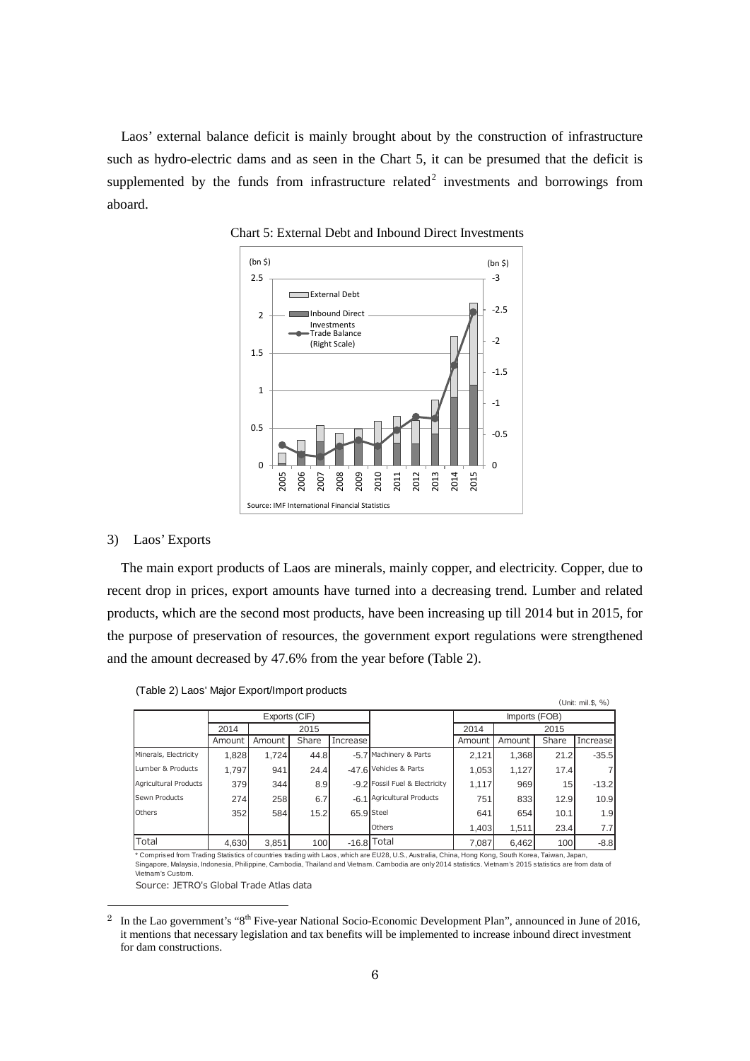Laos' external balance deficit is mainly brought about by the construction of infrastructure such as hydro-electric dams and as seen in the Chart 5, it can be presumed that the deficit is supplemented by the funds from infrastructure related[2] investments and borrowings from aboard.

Chart 5: External Debt and Inbound Direct Investments

Source: IMF International Financial Statistics

3) Laos' Exports

The main export products of Laos are minerals, mainly copper, and electricity. Copper, due to recent drop in prices, export amounts have turned into a decreasing trend. Lumber and related products, which are the second most products, have been increasing up till 2014 but in 2015, for the purpose of preservation of resources, the government export regulations were strengthened and the amount decreased by 47.6% from the year before (Table 2).

(Table 2) Laos' Major Export/Import products

(Unit: mil.$, %)

| | Exports (CIF) | | | | | Imports (FOB) | | | |
|---|---|---|---|---|---|---|---|---|---|
| | 2014 | 2015 | | | | 2014 | 2015 | | |
| | Amount | Amount | Share | Increase | | Amount | Amount | Share | Increase |
| Minerals, Electricity | 1,828 | 1,724 | 44.8 | -5.7 | Machinery & Parts | 2,121 | 1,368 | 21.2 | -35.5 |
| Lumber & Products | 1,797 | 941 | 24.4 | -47.6 | Vehicles & Parts | 1,053 | 1,127 | 17.4 | 7 |
| Agricultural Products | 379 | 344 | 8.9 | -9.2 | Fossil Fuel & Electricity | 1,117 | 969 | 15 | -13.2 |
| Sewn Products | 274 | 258 | 6.7 | -6.1 | Agricultural Products | 751 | 833 | 12.9 | 10.9 |
| Others | 352 | 584 | 15.2 | 65.9 | Steel | 641 | 654 | 10.1 | 1.9 |
| | | | | | Others | 1,403 | 1,511 | 23.4 | 7.7 |
| Total | 4,630 | 3,851 | 100 | -16.8 | Total | 7,087 | 6,462 | 100 | -8.8 |

\* Comprised from Trading Statistics of countries trading with Laos, which are EU28, U.S., Australia, China, Hong Kong, South Korea, Taiwan, Japan, Singapore, Malaysia, Indonesia, Philippine, Cambodia, Thailand and Vietnam. Cambodia are only 2014 statistics. Vietnam's 2015 statistics are from data of Vietnam's Custom.

Source: JETRO's Global Trade Atlas data

[2] In the Lao government's "8th Five-year National Socio-Economic Development Plan", announced in June of 2016, it mentions that necessary legislation and tax benefits will be implemented to increase inbound direct investment for dam constructions.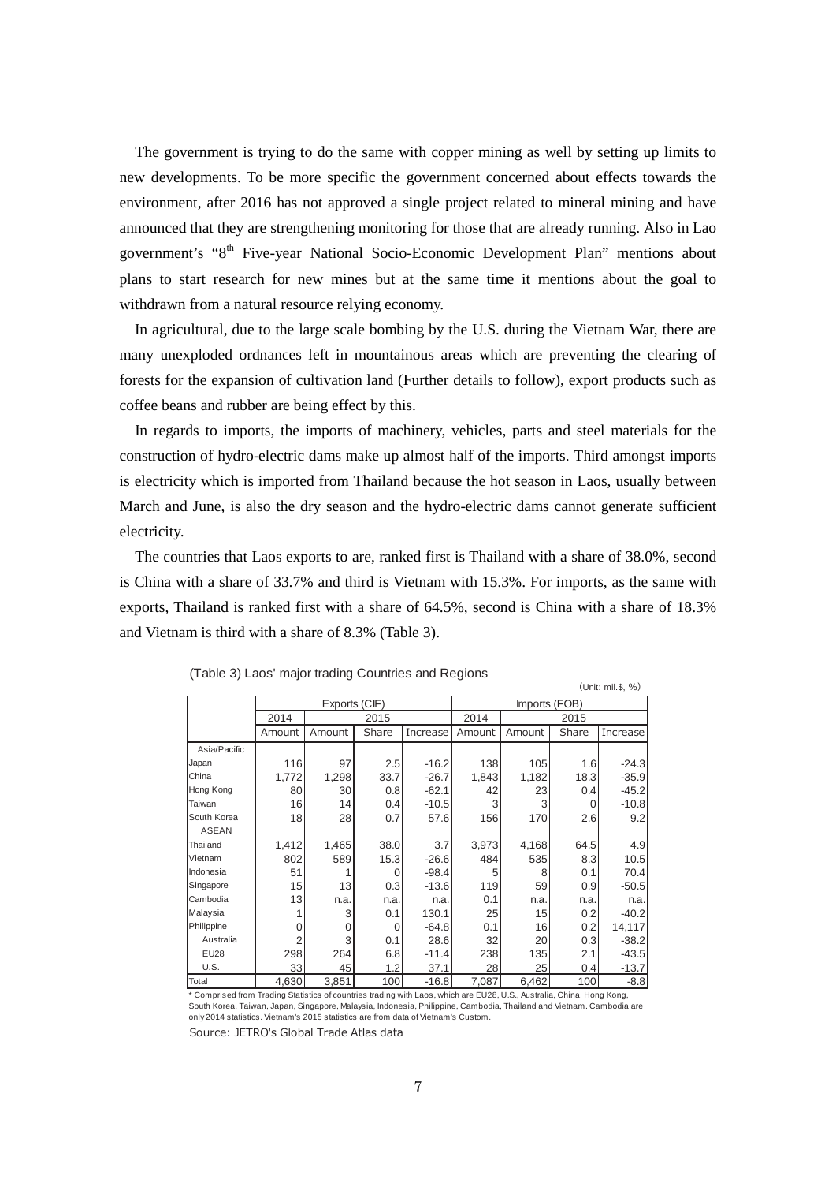The government is trying to do the same with copper mining as well by setting up limits to new developments. To be more specific the government concerned about effects towards the environment, after 2016 has not approved a single project related to mineral mining and have announced that they are strengthening monitoring for those that are already running. Also in Lao government's "8th Five-year National Socio-Economic Development Plan" mentions about plans to start research for new mines but at the same time it mentions about the goal to withdrawn from a natural resource relying economy.

In agricultural, due to the large scale bombing by the U.S. during the Vietnam War, there are many unexploded ordnances left in mountainous areas which are preventing the clearing of forests for the expansion of cultivation land (Further details to follow), export products such as coffee beans and rubber are being effect by this.

In regards to imports, the imports of machinery, vehicles, parts and steel materials for the construction of hydro-electric dams make up almost half of the imports. Third amongst imports is electricity which is imported from Thailand because the hot season in Laos, usually between March and June, is also the dry season and the hydro-electric dams cannot generate sufficient electricity.

The countries that Laos exports to are, ranked first is Thailand with a share of 38.0%, second is China with a share of 33.7% and third is Vietnam with 15.3%. For imports, as the same with exports, Thailand is ranked first with a share of 64.5%, second is China with a share of 18.3% and Vietnam is third with a share of 8.3% (Table 3).

(Table 3) Laos' major trading Countries and Regions

(Unit: mil.$, %)

| | Exports (CIF) | | | | Imports (FOB) | | | |
|---|---|---|---|---|---|---|---|---|
| | 2014 | 2015 | | | 2014 | 2015 | | |
| | Amount | Amount | Share | Increase | Amount | Amount | Share | Increase |
| Asia/Pacific | | | | | | | | |
| Japan | 116 | 97 | 2.5 | -16.2 | 138 | 105 | 1.6 | -24.3 |
| China | 1,772 | 1,298 | 33.7 | -26.7 | 1,843 | 1,182 | 18.3 | -35.9 |
| Hong Kong | 80 | 30 | 0.8 | -62.1 | 42 | 23 | 0.4 | -45.2 |
| Taiwan | 16 | 14 | 0.4 | -10.5 | 3 | 3 | 0 | -10.8 |
| South Korea | 18 | 28 | 0.7 | 57.6 | 156 | 170 | 2.6 | 9.2 |
| ASEAN | | | | | | | | |
| Thailand | 1,412 | 1,465 | 38.0 | 3.7 | 3,973 | 4,168 | 64.5 | 4.9 |
| Vietnam | 802 | 589 | 15.3 | -26.6 | 484 | 535 | 8.3 | 10.5 |
| Indonesia | 51 | 1 | 0 | -98.4 | 5 | 8 | 0.1 | 70.4 |
| Singapore | 15 | 13 | 0.3 | -13.6 | 119 | 59 | 0.9 | -50.5 |
| Cambodia | 13 | n.a. | n.a. | n.a. | 0.1 | n.a. | n.a. | n.a. |
| Malaysia | 1 | 3 | 0.1 | 130.1 | 25 | 15 | 0.2 | -40.2 |
| Philippine | 0 | 0 | 0 | -64.8 | 0.1 | 16 | 0.2 | 14,117 |
| Australia | 2 | 3 | 0.1 | 28.6 | 32 | 20 | 0.3 | -38.2 |
| EU28 | 298 | 264 | 6.8 | -11.4 | 238 | 135 | 2.1 | -43.5 |
| U.S. | 33 | 45 | 1.2 | 37.1 | 28 | 25 | 0.4 | -13.7 |
| Total | 4,630 | 3,851 | 100 | -16.8 | 7,087 | 6,462 | 100 | -8.8 |

* Comprised from Trading Statistics of countries trading with Laos, which are EU28, U.S., Australia, China, Hong Kong, South Korea, Taiwan, Japan, Singapore, Malaysia, Indonesia, Philippine, Cambodia, Thailand and Vietnam. Cambodia are only 2014 statistics. Vietnam's 2015 statistics are from data of Vietnam's Custom.

Source: JETRO's Global Trade Atlas data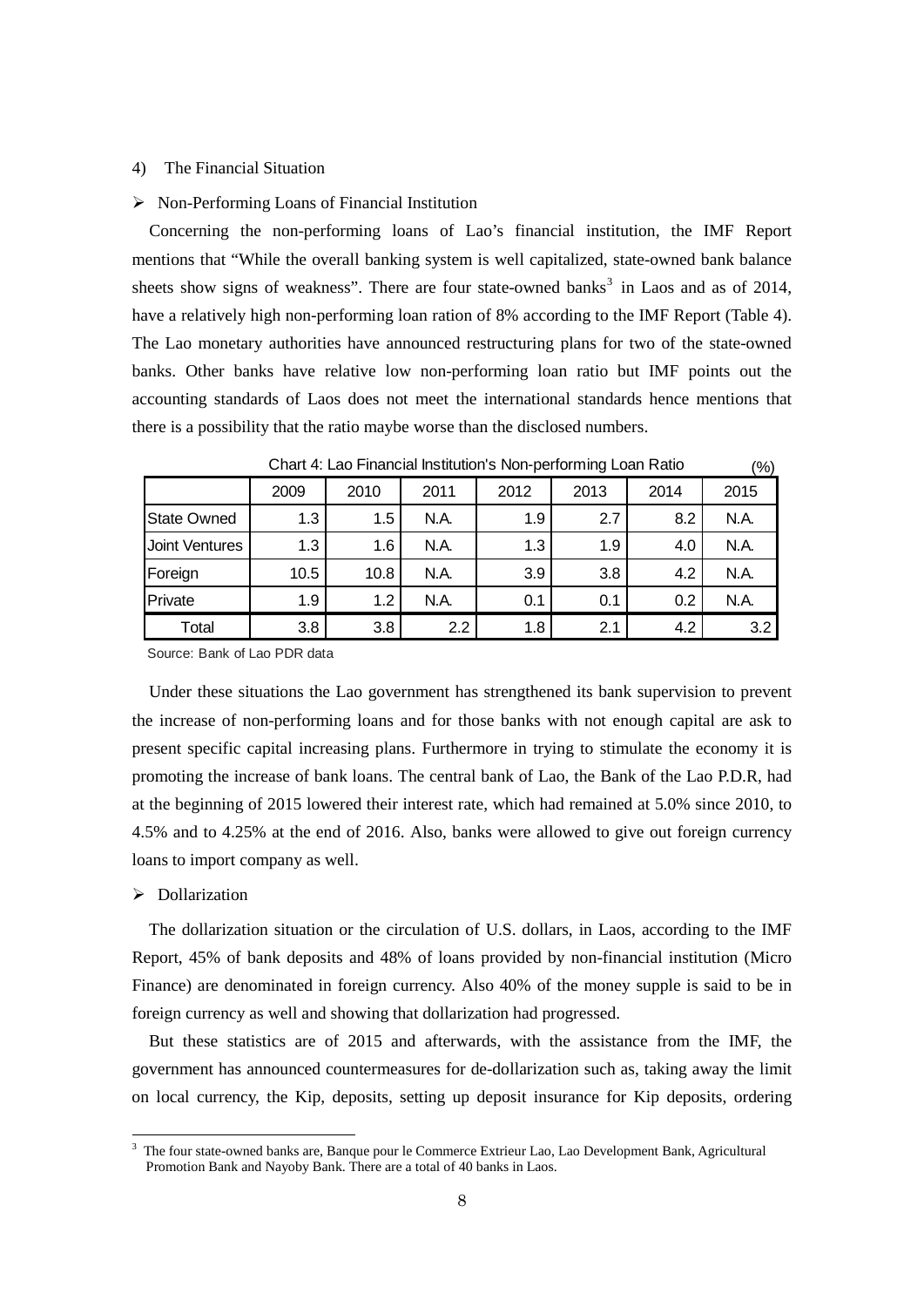4) The Financial Situation

- Non-Performing Loans of Financial Institution

Concerning the non-performing loans of Lao's financial institution, the IMF Report mentions that "While the overall banking system is well capitalized, state-owned bank balance sheets show signs of weakness". There are four state-owned banks[3] in Laos and as of 2014, have a relatively high non-performing loan ration of 8% according to the IMF Report (Table 4). The Lao monetary authorities have announced restructuring plans for two of the state-owned banks. Other banks have relative low non-performing loan ratio but IMF points out the accounting standards of Laos does not meet the international standards hence mentions that there is a possibility that the ratio maybe worse than the disclosed numbers.

Chart 4: Lao Financial Institution's Non-performing Loan Ratio (%)

| | 2009 | 2010 | 2011 | 2012 | 2013 | 2014 | 2015 |
|---|---|---|---|---|---|---|---|
| State Owned | 1.3 | 1.5 | N.A. | 1.9 | 2.7 | 8.2 | N.A. |
| Joint Ventures | 1.3 | 1.6 | N.A. | 1.3 | 1.9 | 4.0 | N.A. |
| Foreign | 10.5 | 10.8 | N.A. | 3.9 | 3.8 | 4.2 | N.A. |
| Private | 1.9 | 1.2 | N.A. | 0.1 | 0.1 | 0.2 | N.A. |
| Total | 3.8 | 3.8 | 2.2 | 1.8 | 2.1 | 4.2 | 3.2 |

Source: Bank of Lao PDR data

Under these situations the Lao government has strengthened its bank supervision to prevent the increase of non-performing loans and for those banks with not enough capital are ask to present specific capital increasing plans. Furthermore in trying to stimulate the economy it is promoting the increase of bank loans. The central bank of Lao, the Bank of the Lao P.D.R, had at the beginning of 2015 lowered their interest rate, which had remained at 5.0% since 2010, to 4.5% and to 4.25% at the end of 2016. Also, banks were allowed to give out foreign currency loans to import company as well.

- Dollarization

The dollarization situation or the circulation of U.S. dollars, in Laos, according to the IMF Report, 45% of bank deposits and 48% of loans provided by non-financial institution (Micro Finance) are denominated in foreign currency. Also 40% of the money supple is said to be in foreign currency as well and showing that dollarization had progressed.

But these statistics are of 2015 and afterwards, with the assistance from the IMF, the government has announced countermeasures for de-dollarization such as, taking away the limit on local currency, the Kip, deposits, setting up deposit insurance for Kip deposits, ordering

[3] The four state-owned banks are, Banque pour le Commerce Extrieur Lao, Lao Development Bank, Agricultural Promotion Bank and Nayoby Bank. There are a total of 40 banks in Laos.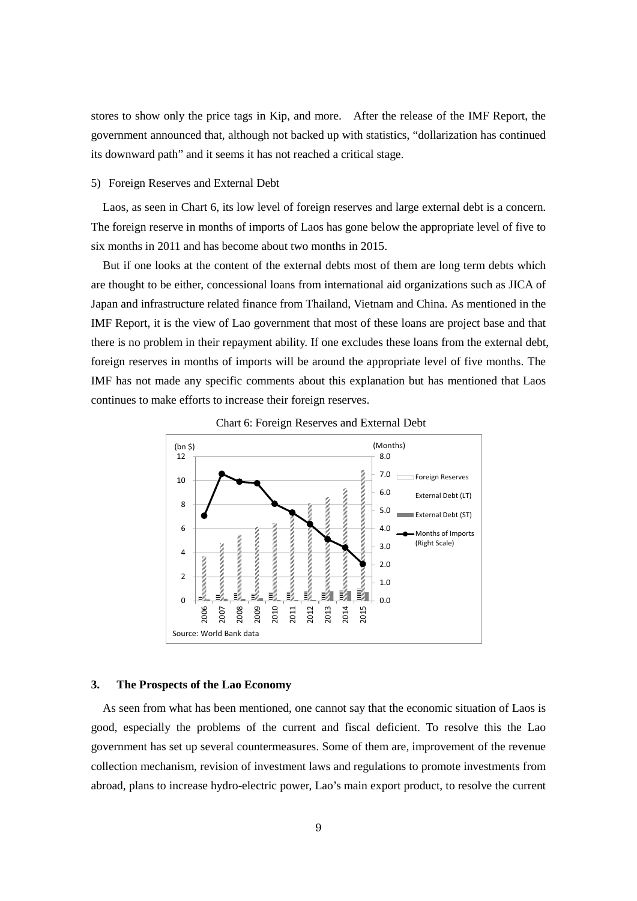stores to show only the price tags in Kip, and more. After the release of the IMF Report, the government announced that, although not backed up with statistics, "dollarization has continued its downward path" and it seems it has not reached a critical stage.

5) Foreign Reserves and External Debt

Laos, as seen in Chart 6, its low level of foreign reserves and large external debt is a concern. The foreign reserve in months of imports of Laos has gone below the appropriate level of five to six months in 2011 and has become about two months in 2015.

But if one looks at the content of the external debts most of them are long term debts which are thought to be either, concessional loans from international aid organizations such as JICA of Japan and infrastructure related finance from Thailand, Vietnam and China. As mentioned in the IMF Report, it is the view of Lao government that most of these loans are project base and that there is no problem in their repayment ability. If one excludes these loans from the external debt, foreign reserves in months of imports will be around the appropriate level of five months. The IMF has not made any specific comments about this explanation but has mentioned that Laos continues to make efforts to increase their foreign reserves.

Chart 6: Foreign Reserves and External Debt

Source: World Bank data

## 3. The Prospects of the Lao Economy

As seen from what has been mentioned, one cannot say that the economic situation of Laos is good, especially the problems of the current and fiscal deficient. To resolve this the Lao government has set up several countermeasures. Some of them are, improvement of the revenue collection mechanism, revision of investment laws and regulations to promote investments from abroad, plans to increase hydro-electric power, Lao's main export product, to resolve the current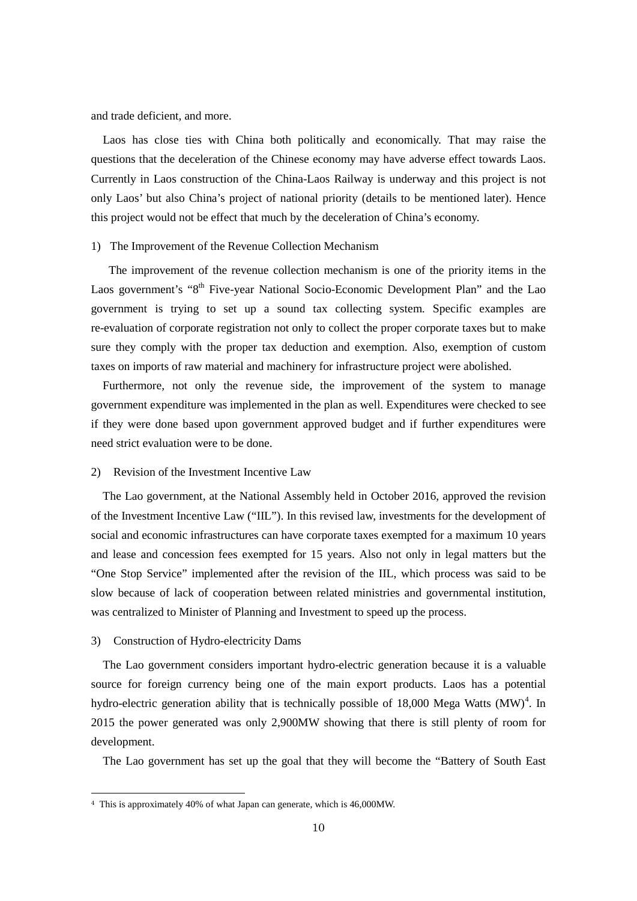and trade deficient, and more.

Laos has close ties with China both politically and economically. That may raise the questions that the deceleration of the Chinese economy may have adverse effect towards Laos. Currently in Laos construction of the China-Laos Railway is underway and this project is not only Laos' but also China's project of national priority (details to be mentioned later). Hence this project would not be effect that much by the deceleration of China's economy.

1) The Improvement of the Revenue Collection Mechanism

The improvement of the revenue collection mechanism is one of the priority items in the Laos government's "8th Five-year National Socio-Economic Development Plan" and the Lao government is trying to set up a sound tax collecting system. Specific examples are re-evaluation of corporate registration not only to collect the proper corporate taxes but to make sure they comply with the proper tax deduction and exemption. Also, exemption of custom taxes on imports of raw material and machinery for infrastructure project were abolished.

Furthermore, not only the revenue side, the improvement of the system to manage government expenditure was implemented in the plan as well. Expenditures were checked to see if they were done based upon government approved budget and if further expenditures were need strict evaluation were to be done.

2) Revision of the Investment Incentive Law

The Lao government, at the National Assembly held in October 2016, approved the revision of the Investment Incentive Law ("IIL"). In this revised law, investments for the development of social and economic infrastructures can have corporate taxes exempted for a maximum 10 years and lease and concession fees exempted for 15 years. Also not only in legal matters but the "One Stop Service" implemented after the revision of the IIL, which process was said to be slow because of lack of cooperation between related ministries and governmental institution, was centralized to Minister of Planning and Investment to speed up the process.

3) Construction of Hydro-electricity Dams

The Lao government considers important hydro-electric generation because it is a valuable source for foreign currency being one of the main export products. Laos has a potential hydro-electric generation ability that is technically possible of 18,000 Mega Watts (MW)[4]. In 2015 the power generated was only 2,900MW showing that there is still plenty of room for development.

The Lao government has set up the goal that they will become the "Battery of South East

[4] This is approximately 40% of what Japan can generate, which is 46,000MW.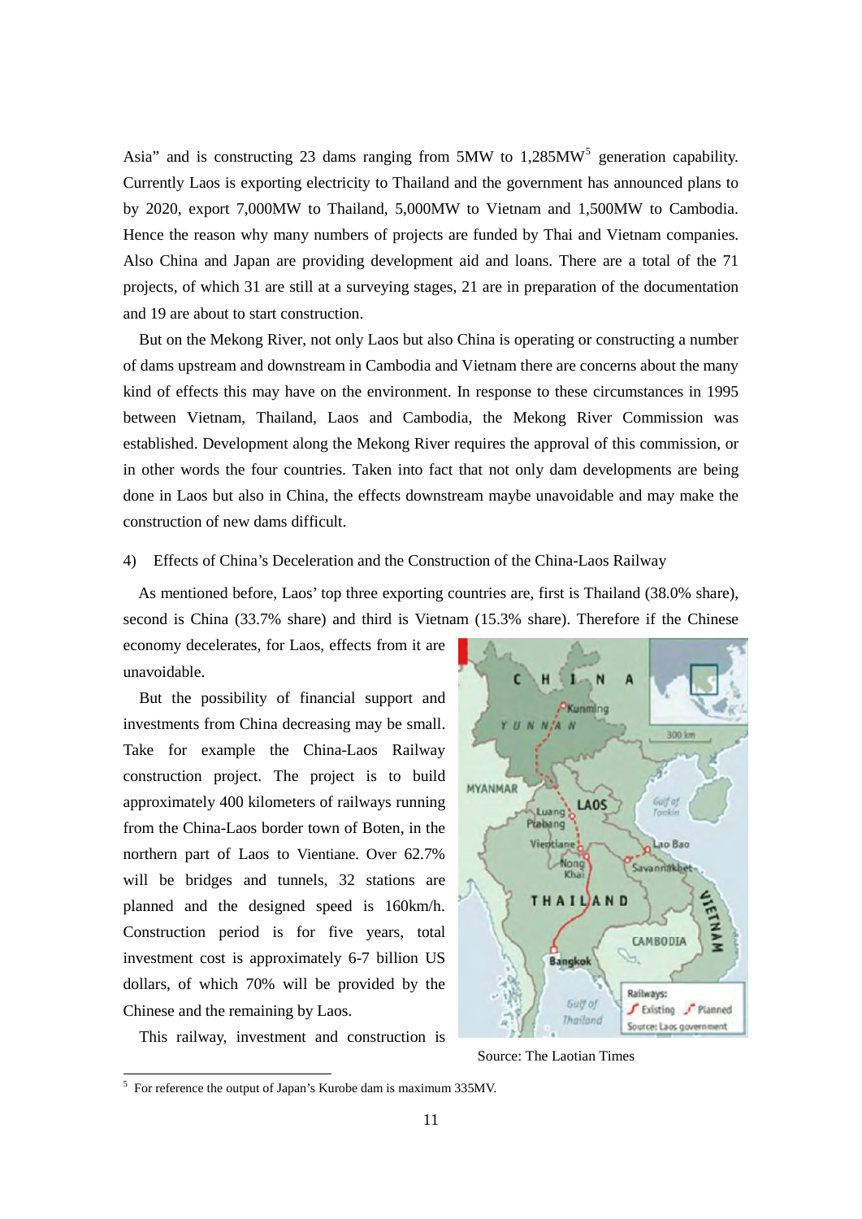Asia" and is constructing 23 dams ranging from 5MW to 1,285MW[5] generation capability. Currently Laos is exporting electricity to Thailand and the government has announced plans to by 2020, export 7,000MW to Thailand, 5,000MW to Vietnam and 1,500MW to Cambodia. Hence the reason why many numbers of projects are funded by Thai and Vietnam companies. Also China and Japan are providing development aid and loans. There are a total of the 71 projects, of which 31 are still at a surveying stages, 21 are in preparation of the documentation and 19 are about to start construction.

But on the Mekong River, not only Laos but also China is operating or constructing a number of dams upstream and downstream in Cambodia and Vietnam there are concerns about the many kind of effects this may have on the environment. In response to these circumstances in 1995 between Vietnam, Thailand, Laos and Cambodia, the Mekong River Commission was established. Development along the Mekong River requires the approval of this commission, or in other words the four countries. Taken into fact that not only dam developments are being done in Laos but also in China, the effects downstream maybe unavoidable and may make the construction of new dams difficult.

4) Effects of China's Deceleration and the Construction of the China-Laos Railway

As mentioned before, Laos' top three exporting countries are, first is Thailand (38.0% share), second is China (33.7% share) and third is Vietnam (15.3% share). Therefore if the Chinese economy decelerates, for Laos, effects from it are unavoidable.

But the possibility of financial support and investments from China decreasing may be small. Take for example the China-Laos Railway construction project. The project is to build approximately 400 kilometers of railways running from the China-Laos border town of Boten, in the northern part of Laos to Vientiane. Over 62.7% will be bridges and tunnels, 32 stations are planned and the designed speed is 160km/h. Construction period is for five years, total investment cost is approximately 6-7 billion US dollars, of which 70% will be provided by the Chinese and the remaining by Laos.

Source: The Laotian Times

This railway, investment and construction is

[5] For reference the output of Japan's Kurobe dam is maximum 335MV.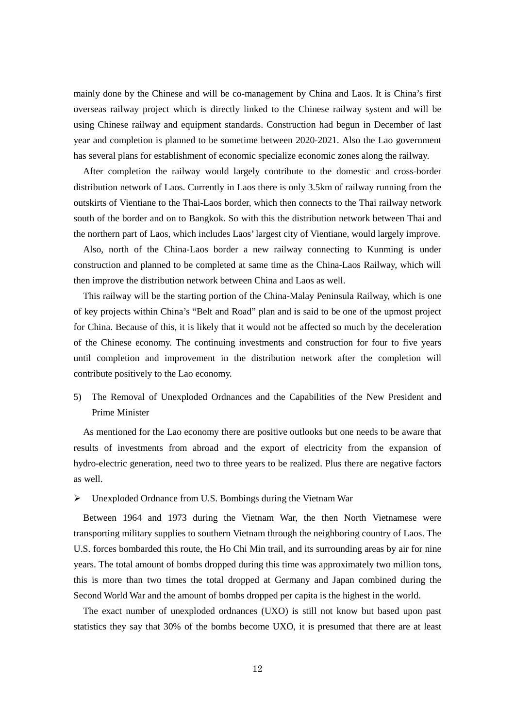mainly done by the Chinese and will be co-management by China and Laos. It is China's first overseas railway project which is directly linked to the Chinese railway system and will be using Chinese railway and equipment standards. Construction had begun in December of last year and completion is planned to be sometime between 2020-2021. Also the Lao government has several plans for establishment of economic specialize economic zones along the railway.

After completion the railway would largely contribute to the domestic and cross-border distribution network of Laos. Currently in Laos there is only 3.5km of railway running from the outskirts of Vientiane to the Thai-Laos border, which then connects to the Thai railway network south of the border and on to Bangkok. So with this the distribution network between Thai and the northern part of Laos, which includes Laos' largest city of Vientiane, would largely improve.

Also, north of the China-Laos border a new railway connecting to Kunming is under construction and planned to be completed at same time as the China-Laos Railway, which will then improve the distribution network between China and Laos as well.

This railway will be the starting portion of the China-Malay Peninsula Railway, which is one of key projects within China's "Belt and Road" plan and is said to be one of the upmost project for China. Because of this, it is likely that it would not be affected so much by the deceleration of the Chinese economy. The continuing investments and construction for four to five years until completion and improvement in the distribution network after the completion will contribute positively to the Lao economy.

### 5) The Removal of Unexploded Ordnances and the Capabilities of the New President and Prime Minister

As mentioned for the Lao economy there are positive outlooks but one needs to be aware that results of investments from abroad and the export of electricity from the expansion of hydro-electric generation, need two to three years to be realized. Plus there are negative factors as well.

- Unexploded Ordnance from U.S. Bombings during the Vietnam War

Between 1964 and 1973 during the Vietnam War, the then North Vietnamese were transporting military supplies to southern Vietnam through the neighboring country of Laos. The U.S. forces bombarded this route, the Ho Chi Min trail, and its surrounding areas by air for nine years. The total amount of bombs dropped during this time was approximately two million tons, this is more than two times the total dropped at Germany and Japan combined during the Second World War and the amount of bombs dropped per capita is the highest in the world.

The exact number of unexploded ordnances (UXO) is still not know but based upon past statistics they say that 30% of the bombs become UXO, it is presumed that there are at least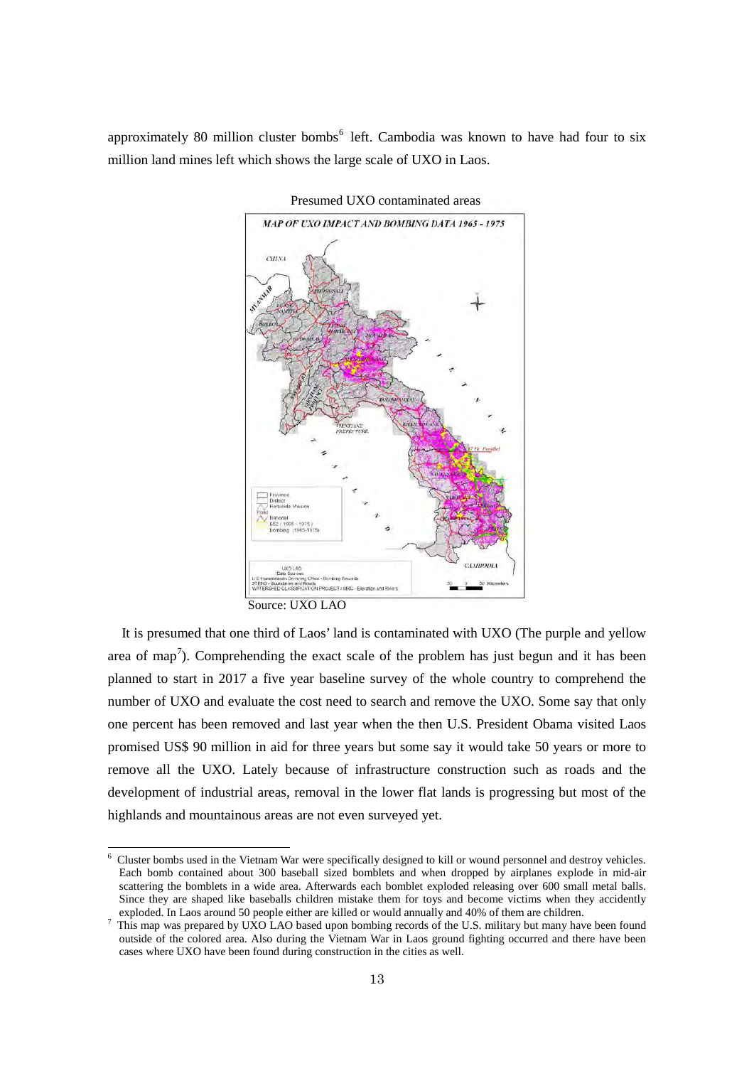approximately 80 million cluster bombs[6] left. Cambodia was known to have had four to six million land mines left which shows the large scale of UXO in Laos.

Presumed UXO contaminated areas

Source: UXO LAO

It is presumed that one third of Laos' land is contaminated with UXO (The purple and yellow area of map[7]). Comprehending the exact scale of the problem has just begun and it has been planned to start in 2017 a five year baseline survey of the whole country to comprehend the number of UXO and evaluate the cost need to search and remove the UXO. Some say that only one percent has been removed and last year when the then U.S. President Obama visited Laos promised US$ 90 million in aid for three years but some say it would take 50 years or more to remove all the UXO. Lately because of infrastructure construction such as roads and the development of industrial areas, removal in the lower flat lands is progressing but most of the highlands and mountainous areas are not even surveyed yet.

---

[6] Cluster bombs used in the Vietnam War were specifically designed to kill or wound personnel and destroy vehicles. Each bomb contained about 300 baseball sized bomblets and when dropped by airplanes explode in mid-air scattering the bomblets in a wide area. Afterwards each bomblet exploded releasing over 600 small metal balls. Since they are shaped like baseballs children mistake them for toys and become victims when they accidently exploded. In Laos around 50 people either are killed or would annually and 40% of them are children.

[7] This map was prepared by UXO LAO based upon bombing records of the U.S. military but many have been found outside of the colored area. Also during the Vietnam War in Laos ground fighting occurred and there have been cases where UXO have been found during construction in the cities as well.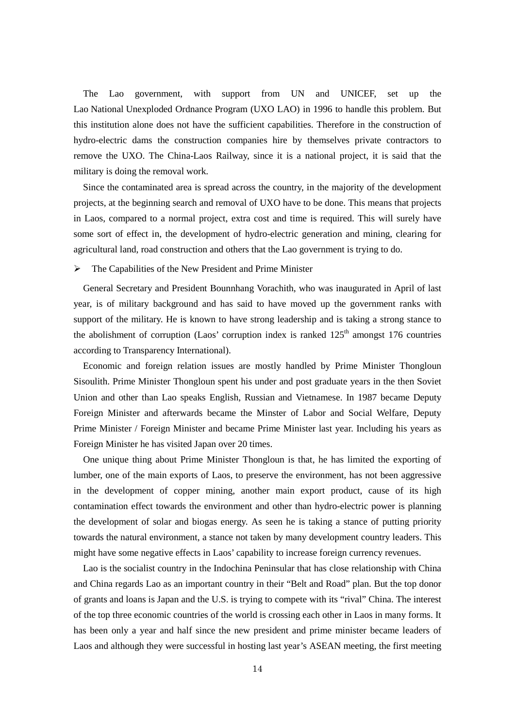The Lao government, with support from UN and UNICEF, set up the Lao National Unexploded Ordnance Program (UXO LAO) in 1996 to handle this problem. But this institution alone does not have the sufficient capabilities. Therefore in the construction of hydro-electric dams the construction companies hire by themselves private contractors to remove the UXO. The China-Laos Railway, since it is a national project, it is said that the military is doing the removal work.

Since the contaminated area is spread across the country, in the majority of the development projects, at the beginning search and removal of UXO have to be done. This means that projects in Laos, compared to a normal project, extra cost and time is required. This will surely have some sort of effect in, the development of hydro-electric generation and mining, clearing for agricultural land, road construction and others that the Lao government is trying to do.

- The Capabilities of the New President and Prime Minister

General Secretary and President Bounnhang Vorachith, who was inaugurated in April of last year, is of military background and has said to have moved up the government ranks with support of the military. He is known to have strong leadership and is taking a strong stance to the abolishment of corruption (Laos' corruption index is ranked 125th amongst 176 countries according to Transparency International).

Economic and foreign relation issues are mostly handled by Prime Minister Thongloun Sisoulith. Prime Minister Thongloun spent his under and post graduate years in the then Soviet Union and other than Lao speaks English, Russian and Vietnamese. In 1987 became Deputy Foreign Minister and afterwards became the Minster of Labor and Social Welfare, Deputy Prime Minister / Foreign Minister and became Prime Minister last year. Including his years as Foreign Minister he has visited Japan over 20 times.

One unique thing about Prime Minister Thongloun is that, he has limited the exporting of lumber, one of the main exports of Laos, to preserve the environment, has not been aggressive in the development of copper mining, another main export product, cause of its high contamination effect towards the environment and other than hydro-electric power is planning the development of solar and biogas energy. As seen he is taking a stance of putting priority towards the natural environment, a stance not taken by many development country leaders. This might have some negative effects in Laos' capability to increase foreign currency revenues.

Lao is the socialist country in the Indochina Peninsular that has close relationship with China and China regards Lao as an important country in their "Belt and Road" plan. But the top donor of grants and loans is Japan and the U.S. is trying to compete with its "rival" China. The interest of the top three economic countries of the world is crossing each other in Laos in many forms. It has been only a year and half since the new president and prime minister became leaders of Laos and although they were successful in hosting last year's ASEAN meeting, the first meeting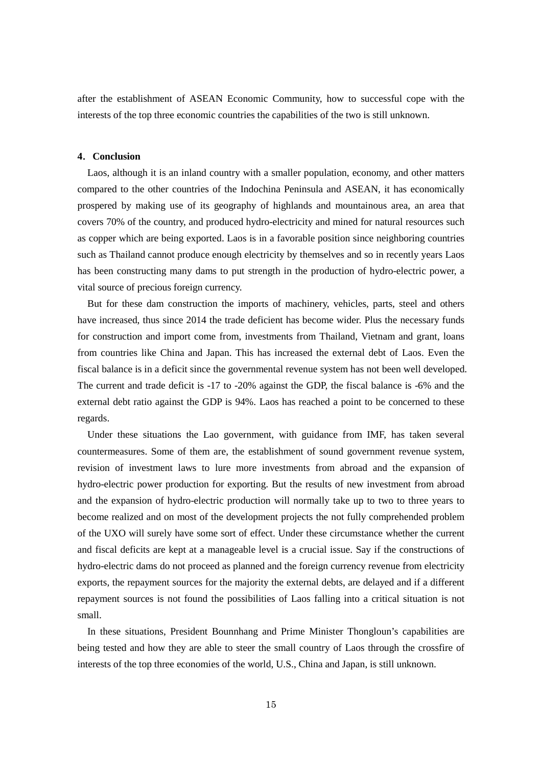after the establishment of ASEAN Economic Community, how to successful cope with the interests of the top three economic countries the capabilities of the two is still unknown.

## 4. Conclusion

Laos, although it is an inland country with a smaller population, economy, and other matters compared to the other countries of the Indochina Peninsula and ASEAN, it has economically prospered by making use of its geography of highlands and mountainous area, an area that covers 70% of the country, and produced hydro-electricity and mined for natural resources such as copper which are being exported. Laos is in a favorable position since neighboring countries such as Thailand cannot produce enough electricity by themselves and so in recently years Laos has been constructing many dams to put strength in the production of hydro-electric power, a vital source of precious foreign currency.

But for these dam construction the imports of machinery, vehicles, parts, steel and others have increased, thus since 2014 the trade deficient has become wider. Plus the necessary funds for construction and import come from, investments from Thailand, Vietnam and grant, loans from countries like China and Japan. This has increased the external debt of Laos. Even the fiscal balance is in a deficit since the governmental revenue system has not been well developed. The current and trade deficit is -17 to -20% against the GDP, the fiscal balance is -6% and the external debt ratio against the GDP is 94%. Laos has reached a point to be concerned to these regards.

Under these situations the Lao government, with guidance from IMF, has taken several countermeasures. Some of them are, the establishment of sound government revenue system, revision of investment laws to lure more investments from abroad and the expansion of hydro-electric power production for exporting. But the results of new investment from abroad and the expansion of hydro-electric production will normally take up to two to three years to become realized and on most of the development projects the not fully comprehended problem of the UXO will surely have some sort of effect. Under these circumstance whether the current and fiscal deficits are kept at a manageable level is a crucial issue. Say if the constructions of hydro-electric dams do not proceed as planned and the foreign currency revenue from electricity exports, the repayment sources for the majority the external debts, are delayed and if a different repayment sources is not found the possibilities of Laos falling into a critical situation is not small.

In these situations, President Bounnhang and Prime Minister Thongloun's capabilities are being tested and how they are able to steer the small country of Laos through the crossfire of interests of the top three economies of the world, U.S., China and Japan, is still unknown.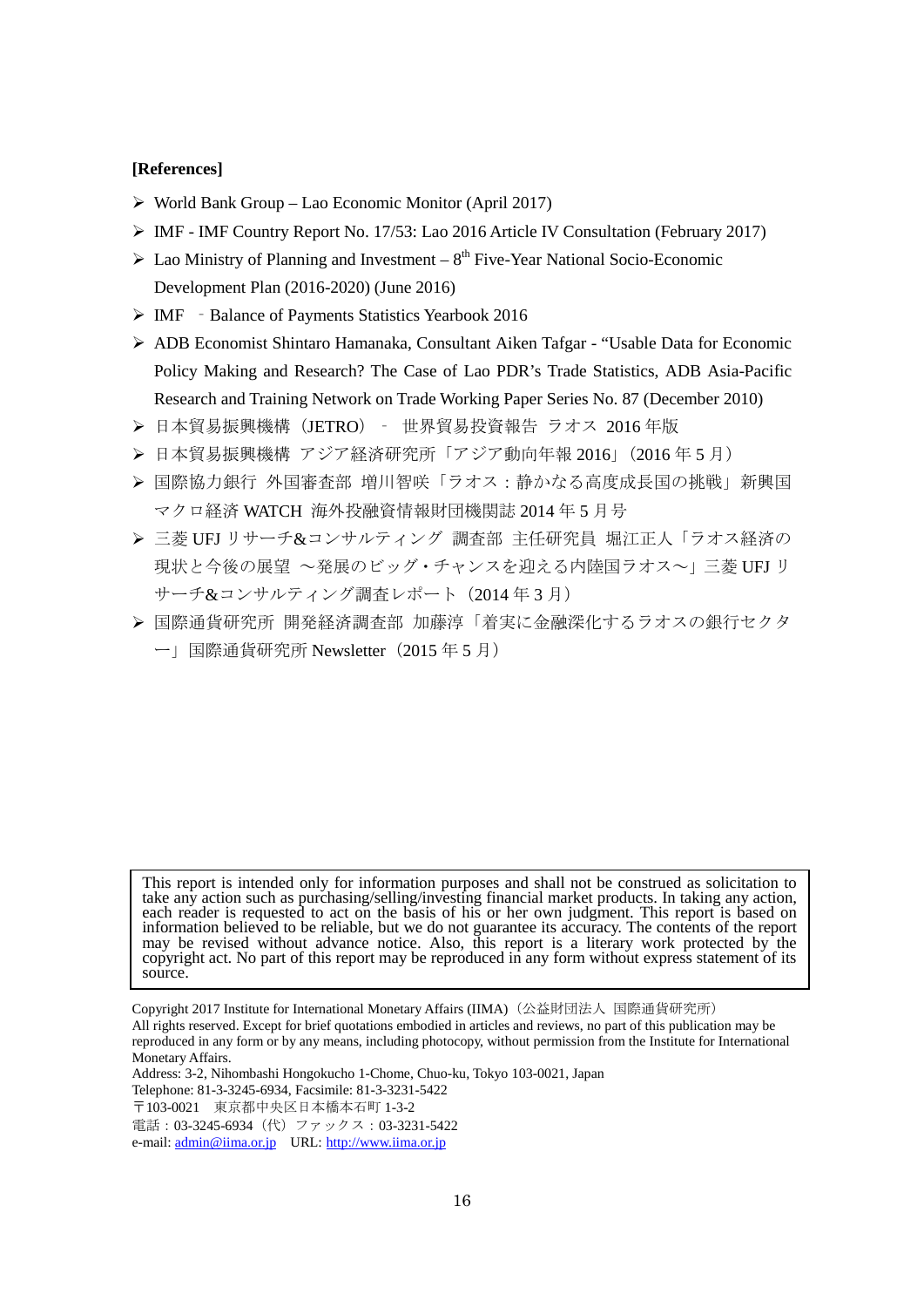**[References]**

- World Bank Group – Lao Economic Monitor (April 2017)
- IMF - IMF Country Report No. 17/53: Lao 2016 Article IV Consultation (February 2017)
- Lao Ministry of Planning and Investment – 8th Five-Year National Socio-Economic Development Plan (2016-2020) (June 2016)
- IMF ‐Balance of Payments Statistics Yearbook 2016
- ADB Economist Shintaro Hamanaka, Consultant Aiken Tafgar - "Usable Data for Economic Policy Making and Research? The Case of Lao PDR's Trade Statistics, ADB Asia-Pacific Research and Training Network on Trade Working Paper Series No. 87 (December 2010)
- 日本貿易振興機構（JETRO）‐ 世界貿易投資報告 ラオス 2016 年版
- 日本貿易振興機構 アジア経済研究所「アジア動向年報 2016」(2016 年 5 月)
- 国際協力銀行 外国審査部 増川智咲「ラオス：静かなる高度成長国の挑戦」新興国マクロ経済 WATCH 海外投融資情報財団機関誌 2014 年 5 月号
- 三菱 UFJ リサーチ&コンサルティング 調査部 主任研究員 堀江正人「ラオス経済の現状と今後の展望 ～発展のビッグ・チャンスを迎える内陸国ラオス～」三菱 UFJ リサーチ&コンサルティング調査レポート（2014 年 3 月）
- 国際通貨研究所 開発経済調査部 加藤淳「着実に金融深化するラオスの銀行セクター」国際通貨研究所 Newsletter（2015 年 5 月）

This report is intended only for information purposes and shall not be construed as solicitation to take any action such as purchasing/selling/investing financial market products. In taking any action, each reader is requested to act on the basis of his or her own judgment. This report is based on information believed to be reliable, but we do not guarantee its accuracy. The contents of the report may be revised without advance notice. Also, this report is a literary work protected by the copyright act. No part of this report may be reproduced in any form without express statement of its source.

Copyright 2017 Institute for International Monetary Affairs (IIMA)（公益財団法人 国際通貨研究所）
All rights reserved. Except for brief quotations embodied in articles and reviews, no part of this publication may be reproduced in any form or by any means, including photocopy, without permission from the Institute for International Monetary Affairs.
Address: 3-2, Nihombashi Hongokucho 1-Chome, Chuo-ku, Tokyo 103-0021, Japan
Telephone: 81-3-3245-6934, Facsimile: 81-3-3231-5422
〒103-0021　東京都中央区日本橋本石町 1-3-2
電話：03-3245-6934（代）ファックス：03-3231-5422
e-mail: admin@iima.or.jp　URL: http://www.iima.or.jp